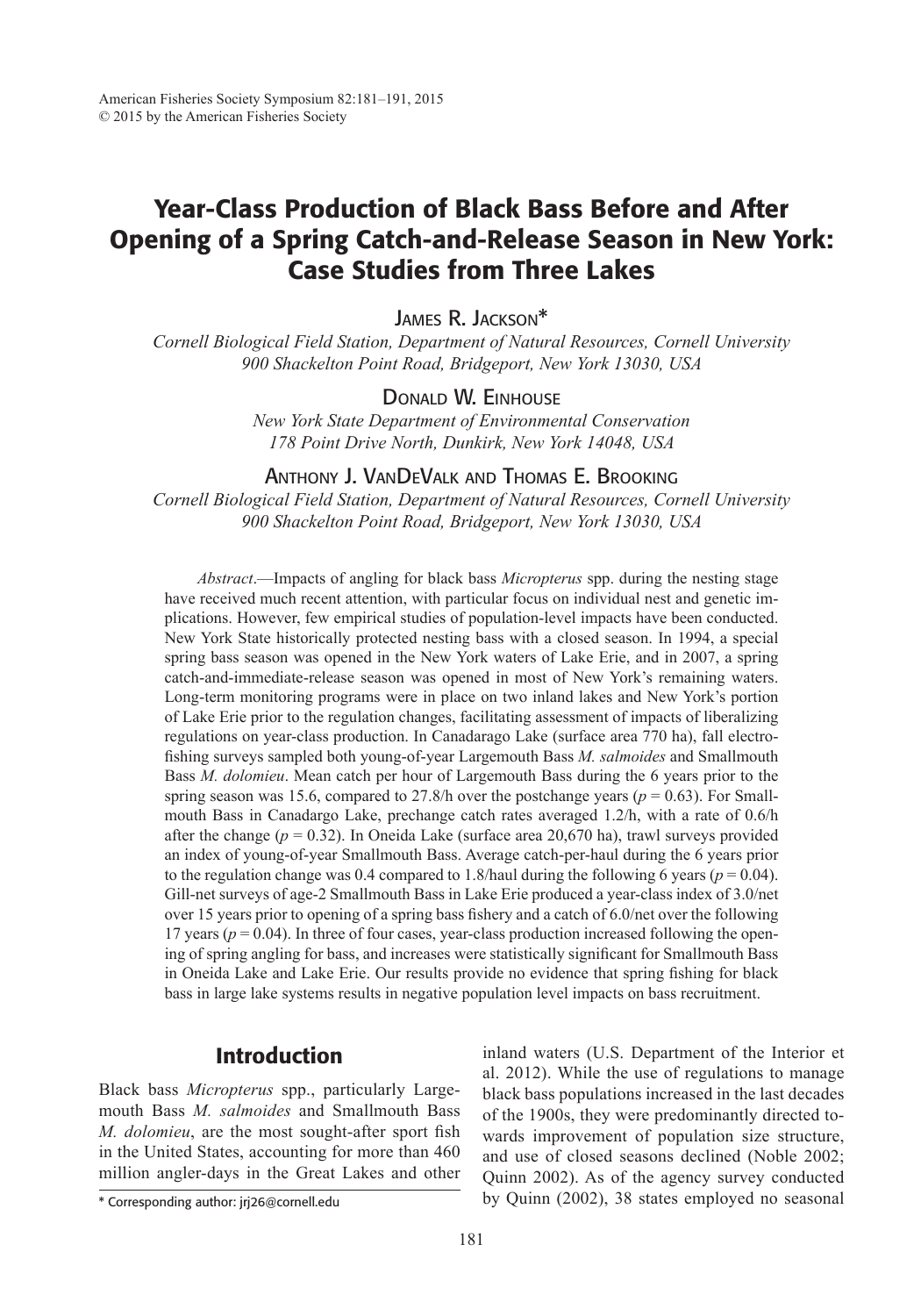# Year-Class Production of Black Bass Before and After Opening of a Spring Catch-and-Release Season in New York: Case Studies from Three Lakes

James R. Jackson*

*Cornell Biological Field Station, Department of Natural Resources, Cornell University 900 Shackelton Point Road, Bridgeport, New York 13030, USA*

Donald W. Einhouse

*New York State Department of Environmental Conservation 178 Point Drive North, Dunkirk, New York 14048, USA*

Anthony J. VanDeValk and Thomas E. Brooking

*Cornell Biological Field Station, Department of Natural Resources, Cornell University 900 Shackelton Point Road, Bridgeport, New York 13030, USA*

*Abstract*.—Impacts of angling for black bass *Micropterus* spp. during the nesting stage have received much recent attention, with particular focus on individual nest and genetic implications. However, few empirical studies of population-level impacts have been conducted. New York State historically protected nesting bass with a closed season. In 1994, a special spring bass season was opened in the New York waters of Lake Erie, and in 2007, a spring catch-and-immediate-release season was opened in most of New York's remaining waters. Long-term monitoring programs were in place on two inland lakes and New York's portion of Lake Erie prior to the regulation changes, facilitating assessment of impacts of liberalizing regulations on year-class production. In Canadarago Lake (surface area 770 ha), fall electrofishing surveys sampled both young-of-year Largemouth Bass *M. salmoides* and Smallmouth Bass *M. dolomieu*. Mean catch per hour of Largemouth Bass during the 6 years prior to the spring season was 15.6, compared to 27.8/h over the postchange years ($p = 0.63$). For Smallmouth Bass in Canadargo Lake, prechange catch rates averaged 1.2/h, with a rate of 0.6/h after the change ($p = 0.32$). In Oneida Lake (surface area 20,670 ha), trawl surveys provided an index of young-of-year Smallmouth Bass. Average catch-per-haul during the 6 years prior to the regulation change was 0.4 compared to 1.8/haul during the following 6 years ($p = 0.04$). Gill-net surveys of age-2 Smallmouth Bass in Lake Erie produced a year-class index of 3.0/net over 15 years prior to opening of a spring bass fishery and a catch of 6.0/net over the following 17 years ($p = 0.04$). In three of four cases, year-class production increased following the opening of spring angling for bass, and increases were statistically significant for Smallmouth Bass in Oneida Lake and Lake Erie. Our results provide no evidence that spring fishing for black bass in large lake systems results in negative population level impacts on bass recruitment.

## Introduction

Black bass *Micropterus* spp., particularly Largemouth Bass *M. salmoides* and Smallmouth Bass *M. dolomieu*, are the most sought-after sport fish in the United States, accounting for more than 460 million angler-days in the Great Lakes and other inland waters (U.S. Department of the Interior et al. 2012). While the use of regulations to manage black bass populations increased in the last decades of the 1900s, they were predominantly directed towards improvement of population size structure, and use of closed seasons declined (Noble 2002; Quinn 2002). As of the agency survey conducted by Quinn (2002), 38 states employed no seasonal

\* Corresponding author: jrj26@cornell.edu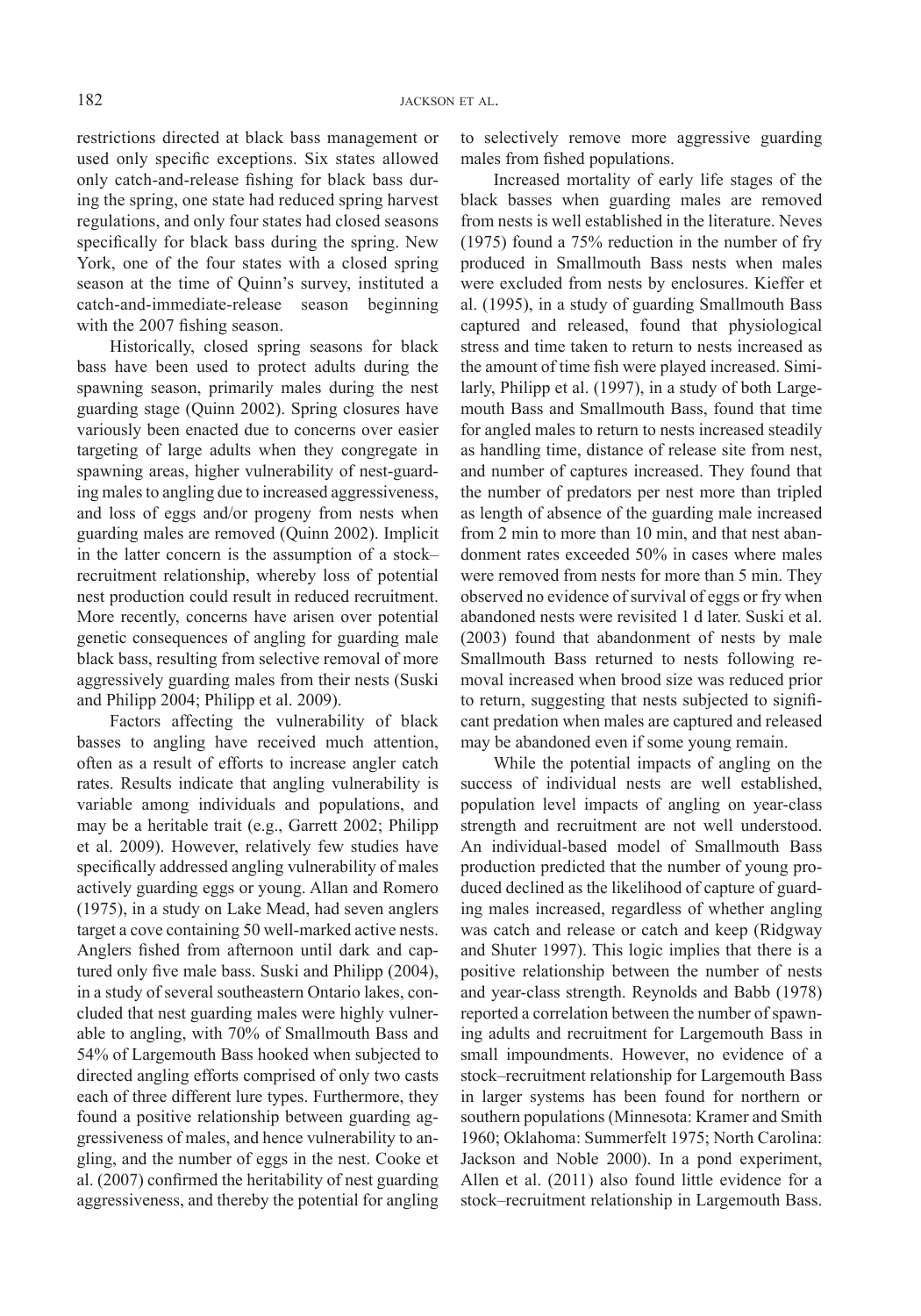restrictions directed at black bass management or used only specific exceptions. Six states allowed only catch-and-release fishing for black bass during the spring, one state had reduced spring harvest regulations, and only four states had closed seasons specifically for black bass during the spring. New York, one of the four states with a closed spring season at the time of Quinn's survey, instituted a catch-and-immediate-release season beginning with the 2007 fishing season.

Historically, closed spring seasons for black bass have been used to protect adults during the spawning season, primarily males during the nest guarding stage (Quinn 2002). Spring closures have variously been enacted due to concerns over easier targeting of large adults when they congregate in spawning areas, higher vulnerability of nest-guarding males to angling due to increased aggressiveness, and loss of eggs and/or progeny from nests when guarding males are removed (Quinn 2002). Implicit in the latter concern is the assumption of a stock–recruitment relationship, whereby loss of potential nest production could result in reduced recruitment. More recently, concerns have arisen over potential genetic consequences of angling for guarding male black bass, resulting from selective removal of more aggressively guarding males from their nests (Suski and Philipp 2004; Philipp et al. 2009).

Factors affecting the vulnerability of black basses to angling have received much attention, often as a result of efforts to increase angler catch rates. Results indicate that angling vulnerability is variable among individuals and populations, and may be a heritable trait (e.g., Garrett 2002; Philipp et al. 2009). However, relatively few studies have specifically addressed angling vulnerability of males actively guarding eggs or young. Allan and Romero (1975), in a study on Lake Mead, had seven anglers target a cove containing 50 well-marked active nests. Anglers fished from afternoon until dark and captured only five male bass. Suski and Philipp (2004), in a study of several southeastern Ontario lakes, concluded that nest guarding males were highly vulnerable to angling, with 70% of Smallmouth Bass and 54% of Largemouth Bass hooked when subjected to directed angling efforts comprised of only two casts each of three different lure types. Furthermore, they found a positive relationship between guarding aggressiveness of males, and hence vulnerability to angling, and the number of eggs in the nest. Cooke et al. (2007) confirmed the heritability of nest guarding aggressiveness, and thereby the potential for angling to selectively remove more aggressive guarding males from fished populations.

Increased mortality of early life stages of the black basses when guarding males are removed from nests is well established in the literature. Neves (1975) found a 75% reduction in the number of fry produced in Smallmouth Bass nests when males were excluded from nests by enclosures. Kieffer et al. (1995), in a study of guarding Smallmouth Bass captured and released, found that physiological stress and time taken to return to nests increased as the amount of time fish were played increased. Similarly, Philipp et al. (1997), in a study of both Largemouth Bass and Smallmouth Bass, found that time for angled males to return to nests increased steadily as handling time, distance of release site from nest, and number of captures increased. They found that the number of predators per nest more than tripled as length of absence of the guarding male increased from 2 min to more than 10 min, and that nest abandonment rates exceeded 50% in cases where males were removed from nests for more than 5 min. They observed no evidence of survival of eggs or fry when abandoned nests were revisited 1 d later. Suski et al. (2003) found that abandonment of nests by male Smallmouth Bass returned to nests following removal increased when brood size was reduced prior to return, suggesting that nests subjected to significant predation when males are captured and released may be abandoned even if some young remain.

While the potential impacts of angling on the success of individual nests are well established, population level impacts of angling on year-class strength and recruitment are not well understood. An individual-based model of Smallmouth Bass production predicted that the number of young produced declined as the likelihood of capture of guarding males increased, regardless of whether angling was catch and release or catch and keep (Ridgway and Shuter 1997). This logic implies that there is a positive relationship between the number of nests and year-class strength. Reynolds and Babb (1978) reported a correlation between the number of spawning adults and recruitment for Largemouth Bass in small impoundments. However, no evidence of a stock–recruitment relationship for Largemouth Bass in larger systems has been found for northern or southern populations (Minnesota: Kramer and Smith 1960; Oklahoma: Summerfelt 1975; North Carolina: Jackson and Noble 2000). In a pond experiment, Allen et al. (2011) also found little evidence for a stock–recruitment relationship in Largemouth Bass.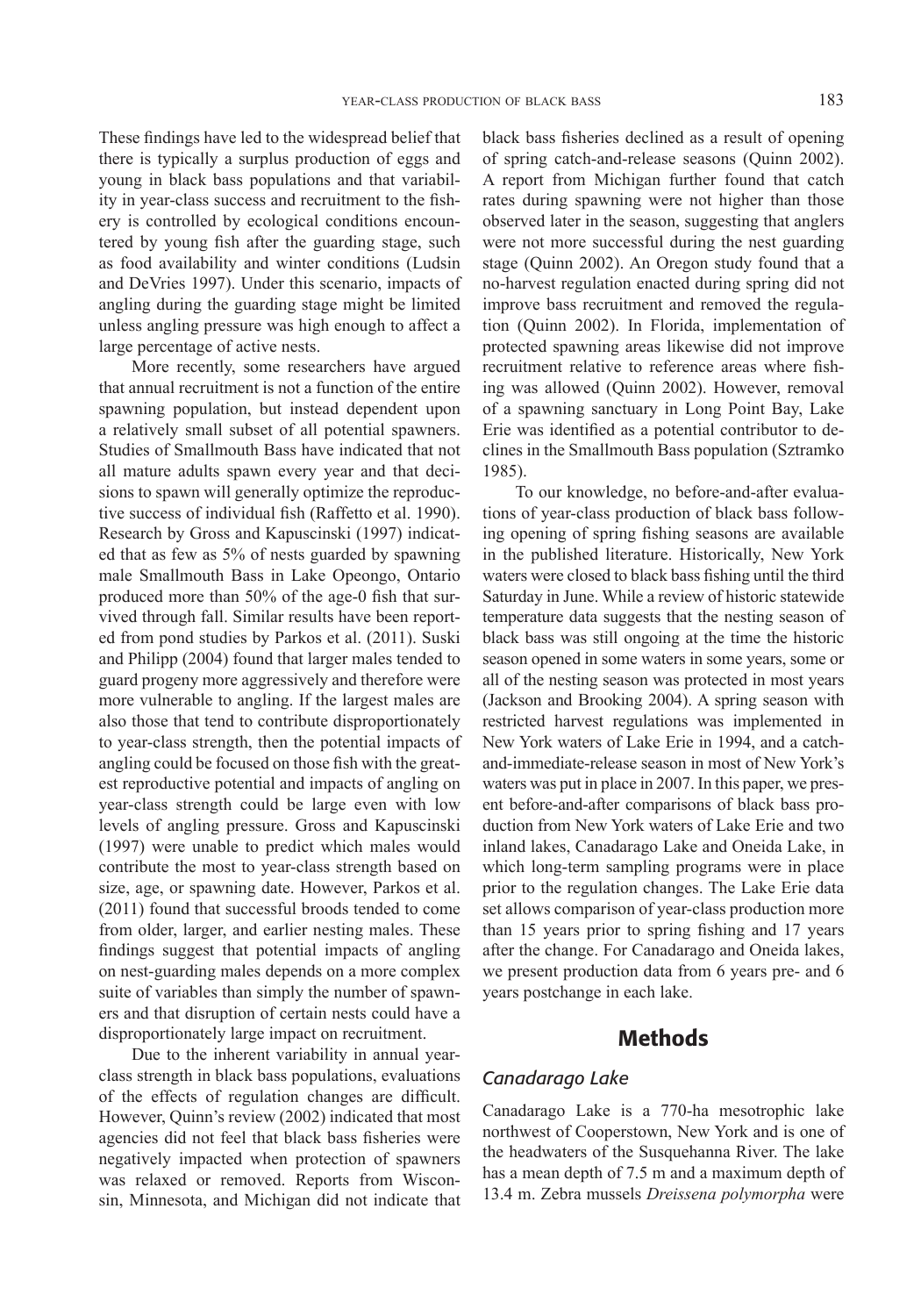These findings have led to the widespread belief that there is typically a surplus production of eggs and young in black bass populations and that variability in year-class success and recruitment to the fishery is controlled by ecological conditions encountered by young fish after the guarding stage, such as food availability and winter conditions (Ludsin and DeVries 1997). Under this scenario, impacts of angling during the guarding stage might be limited unless angling pressure was high enough to affect a large percentage of active nests.

More recently, some researchers have argued that annual recruitment is not a function of the entire spawning population, but instead dependent upon a relatively small subset of all potential spawners. Studies of Smallmouth Bass have indicated that not all mature adults spawn every year and that decisions to spawn will generally optimize the reproductive success of individual fish (Raffetto et al. 1990). Research by Gross and Kapuscinski (1997) indicated that as few as 5% of nests guarded by spawning male Smallmouth Bass in Lake Opeongo, Ontario produced more than 50% of the age-0 fish that survived through fall. Similar results have been reported from pond studies by Parkos et al. (2011). Suski and Philipp (2004) found that larger males tended to guard progeny more aggressively and therefore were more vulnerable to angling. If the largest males are also those that tend to contribute disproportionately to year-class strength, then the potential impacts of angling could be focused on those fish with the greatest reproductive potential and impacts of angling on year-class strength could be large even with low levels of angling pressure. Gross and Kapuscinski (1997) were unable to predict which males would contribute the most to year-class strength based on size, age, or spawning date. However, Parkos et al. (2011) found that successful broods tended to come from older, larger, and earlier nesting males. These findings suggest that potential impacts of angling on nest-guarding males depends on a more complex suite of variables than simply the number of spawners and that disruption of certain nests could have a disproportionately large impact on recruitment.

Due to the inherent variability in annual year-class strength in black bass populations, evaluations of the effects of regulation changes are difficult. However, Quinn's review (2002) indicated that most agencies did not feel that black bass fisheries were negatively impacted when protection of spawners was relaxed or removed. Reports from Wisconsin, Minnesota, and Michigan did not indicate that black bass fisheries declined as a result of opening of spring catch-and-release seasons (Quinn 2002). A report from Michigan further found that catch rates during spawning were not higher than those observed later in the season, suggesting that anglers were not more successful during the nest guarding stage (Quinn 2002). An Oregon study found that a no-harvest regulation enacted during spring did not improve bass recruitment and removed the regulation (Quinn 2002). In Florida, implementation of protected spawning areas likewise did not improve recruitment relative to reference areas where fishing was allowed (Quinn 2002). However, removal of a spawning sanctuary in Long Point Bay, Lake Erie was identified as a potential contributor to declines in the Smallmouth Bass population (Sztramko 1985).

To our knowledge, no before-and-after evaluations of year-class production of black bass following opening of spring fishing seasons are available in the published literature. Historically, New York waters were closed to black bass fishing until the third Saturday in June. While a review of historic statewide temperature data suggests that the nesting season of black bass was still ongoing at the time the historic season opened in some waters in some years, some or all of the nesting season was protected in most years (Jackson and Brooking 2004). A spring season with restricted harvest regulations was implemented in New York waters of Lake Erie in 1994, and a catch-and-immediate-release season in most of New York's waters was put in place in 2007. In this paper, we present before-and-after comparisons of black bass production from New York waters of Lake Erie and two inland lakes, Canadarago Lake and Oneida Lake, in which long-term sampling programs were in place prior to the regulation changes. The Lake Erie data set allows comparison of year-class production more than 15 years prior to spring fishing and 17 years after the change. For Canadarago and Oneida lakes, we present production data from 6 years pre- and 6 years postchange in each lake.

## Methods

### *Canadarago Lake*

Canadarago Lake is a 770-ha mesotrophic lake northwest of Cooperstown, New York and is one of the headwaters of the Susquehanna River. The lake has a mean depth of 7.5 m and a maximum depth of 13.4 m. Zebra mussels *Dreissena polymorpha* were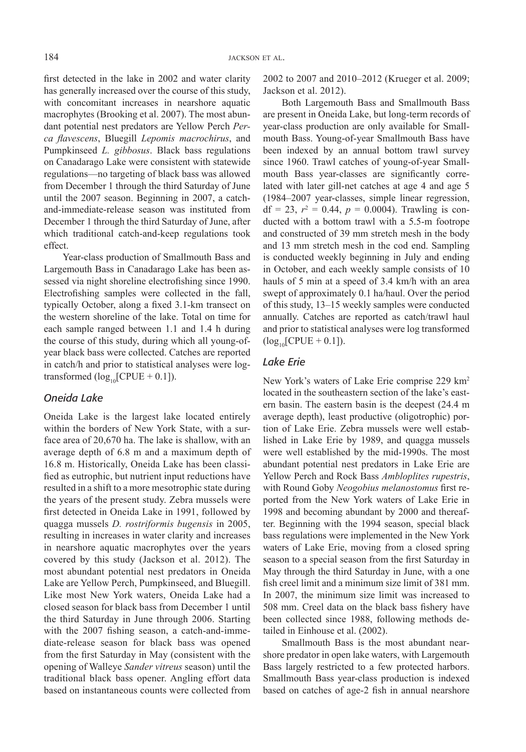first detected in the lake in 2002 and water clarity has generally increased over the course of this study, with concomitant increases in nearshore aquatic macrophytes (Brooking et al. 2007). The most abundant potential nest predators are Yellow Perch *Perca flavescens*, Bluegill *Lepomis macrochirus*, and Pumpkinseed *L. gibbosus*. Black bass regulations on Canadarago Lake were consistent with statewide regulations—no targeting of black bass was allowed from December 1 through the third Saturday of June until the 2007 season. Beginning in 2007, a catch-and-immediate-release season was instituted from December 1 through the third Saturday of June, after which traditional catch-and-keep regulations took effect.

Year-class production of Smallmouth Bass and Largemouth Bass in Canadarago Lake has been assessed via night shoreline electrofishing since 1990. Electrofishing samples were collected in the fall, typically October, along a fixed 3.1-km transect on the western shoreline of the lake. Total on time for each sample ranged between 1.1 and 1.4 h during the course of this study, during which all young-of-year black bass were collected. Catches are reported in catch/h and prior to statistical analyses were log-transformed ($\log_{10}$[CPUE + 0.1]).

### Oneida Lake

Oneida Lake is the largest lake located entirely within the borders of New York State, with a surface area of 20,670 ha. The lake is shallow, with an average depth of 6.8 m and a maximum depth of 16.8 m. Historically, Oneida Lake has been classified as eutrophic, but nutrient input reductions have resulted in a shift to a more mesotrophic state during the years of the present study. Zebra mussels were first detected in Oneida Lake in 1991, followed by quagga mussels *D. rostriformis bugensis* in 2005, resulting in increases in water clarity and increases in nearshore aquatic macrophytes over the years covered by this study (Jackson et al. 2012). The most abundant potential nest predators in Oneida Lake are Yellow Perch, Pumpkinseed, and Bluegill. Like most New York waters, Oneida Lake had a closed season for black bass from December 1 until the third Saturday in June through 2006. Starting with the 2007 fishing season, a catch-and-immediate-release season for black bass was opened from the first Saturday in May (consistent with the opening of Walleye *Sander vitreus* season) until the traditional black bass opener. Angling effort data based on instantaneous counts were collected from 2002 to 2007 and 2010–2012 (Krueger et al. 2009; Jackson et al. 2012).

Both Largemouth Bass and Smallmouth Bass are present in Oneida Lake, but long-term records of year-class production are only available for Smallmouth Bass. Young-of-year Smallmouth Bass have been indexed by an annual bottom trawl survey since 1960. Trawl catches of young-of-year Smallmouth Bass year-classes are significantly correlated with later gill-net catches at age 4 and age 5 (1984–2007 year-classes, simple linear regression, df = 23, $r^2 = 0.44$, $p = 0.0004$). Trawling is conducted with a bottom trawl with a 5.5-m footrope and constructed of 39 mm stretch mesh in the body and 13 mm stretch mesh in the cod end. Sampling is conducted weekly beginning in July and ending in October, and each weekly sample consists of 10 hauls of 5 min at a speed of 3.4 km/h with an area swept of approximately 0.1 ha/haul. Over the period of this study, 13–15 weekly samples were conducted annually. Catches are reported as catch/trawl haul and prior to statistical analyses were log transformed ($\log_{10}$[CPUE + 0.1]).

### Lake Erie

New York's waters of Lake Erie comprise 229 km$^2$ located in the southeastern section of the lake's eastern basin. The eastern basin is the deepest (24.4 m average depth), least productive (oligotrophic) portion of Lake Erie. Zebra mussels were well established in Lake Erie by 1989, and quagga mussels were well established by the mid-1990s. The most abundant potential nest predators in Lake Erie are Yellow Perch and Rock Bass *Ambloplites rupestris*, with Round Goby *Neogobius melanostomus* first reported from the New York waters of Lake Erie in 1998 and becoming abundant by 2000 and thereafter. Beginning with the 1994 season, special black bass regulations were implemented in the New York waters of Lake Erie, moving from a closed spring season to a special season from the first Saturday in May through the third Saturday in June, with a one fish creel limit and a minimum size limit of 381 mm. In 2007, the minimum size limit was increased to 508 mm. Creel data on the black bass fishery have been collected since 1988, following methods detailed in Einhouse et al. (2002).

Smallmouth Bass is the most abundant nearshore predator in open lake waters, with Largemouth Bass largely restricted to a few protected harbors. Smallmouth Bass year-class production is indexed based on catches of age-2 fish in annual nearshore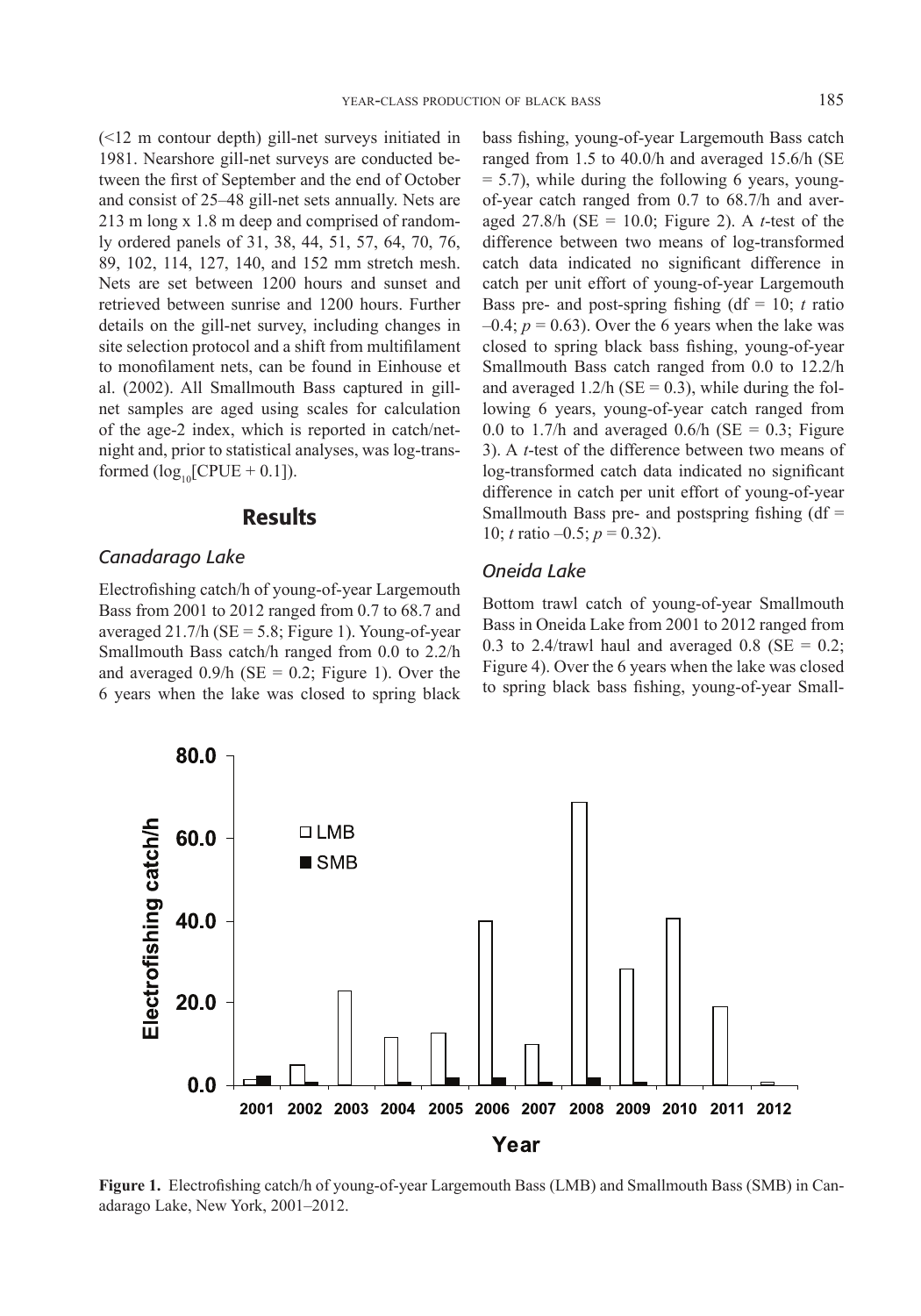(<12 m contour depth) gill-net surveys initiated in 1981. Nearshore gill-net surveys are conducted between the first of September and the end of October and consist of 25–48 gill-net sets annually. Nets are 213 m long x 1.8 m deep and comprised of randomly ordered panels of 31, 38, 44, 51, 57, 64, 70, 76, 89, 102, 114, 127, 140, and 152 mm stretch mesh. Nets are set between 1200 hours and sunset and retrieved between sunrise and 1200 hours. Further details on the gill-net survey, including changes in site selection protocol and a shift from multifilament to monofilament nets, can be found in Einhouse et al. (2002). All Smallmouth Bass captured in gill-net samples are aged using scales for calculation of the age-2 index, which is reported in catch/net-night and, prior to statistical analyses, was log-transformed ($\log_{10}$[CPUE + 0.1]).

## Results

### *Canadarago Lake*

Electrofishing catch/h of young-of-year Largemouth Bass from 2001 to 2012 ranged from 0.7 to 68.7 and averaged 21.7/h (SE = 5.8; Figure 1). Young-of-year Smallmouth Bass catch/h ranged from 0.0 to 2.2/h and averaged 0.9/h (SE = 0.2; Figure 1). Over the 6 years when the lake was closed to spring black bass fishing, young-of-year Largemouth Bass catch ranged from 1.5 to 40.0/h and averaged 15.6/h (SE = 5.7), while during the following 6 years, young-of-year catch ranged from 0.7 to 68.7/h and averaged 27.8/h (SE = 10.0; Figure 2). A *t*-test of the difference between two means of log-transformed catch data indicated no significant difference in catch per unit effort of young-of-year Largemouth Bass pre- and post-spring fishing (df = 10; *t* ratio –0.4; $p = 0.63$). Over the 6 years when the lake was closed to spring black bass fishing, young-of-year Smallmouth Bass catch ranged from 0.0 to 12.2/h and averaged 1.2/h (SE = 0.3), while during the following 6 years, young-of-year catch ranged from 0.0 to 1.7/h and averaged 0.6/h (SE = 0.3; Figure 3). A *t*-test of the difference between two means of log-transformed catch data indicated no significant difference in catch per unit effort of young-of-year Smallmouth Bass pre- and postspring fishing (df = 10; *t* ratio –0.5; $p = 0.32$).

### *Oneida Lake*

Bottom trawl catch of young-of-year Smallmouth Bass in Oneida Lake from 2001 to 2012 ranged from 0.3 to 2.4/trawl haul and averaged 0.8 (SE = 0.2; Figure 4). Over the 6 years when the lake was closed to spring black bass fishing, young-of-year Small-

**Figure 1.** Electrofishing catch/h of young-of-year Largemouth Bass (LMB) and Smallmouth Bass (SMB) in Canadarago Lake, New York, 2001–2012.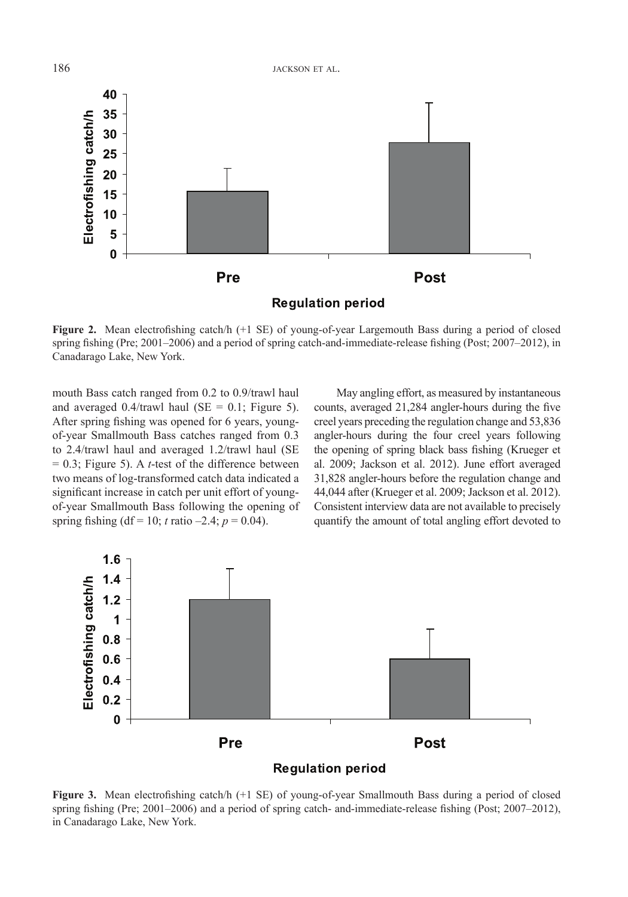**Figure 2.** Mean electrofishing catch/h (+1 SE) of young-of-year Largemouth Bass during a period of closed spring fishing (Pre; 2001–2006) and a period of spring catch-and-immediate-release fishing (Post; 2007–2012), in Canadarago Lake, New York.

mouth Bass catch ranged from 0.2 to 0.9/trawl haul and averaged 0.4/trawl haul (SE = 0.1; Figure 5). After spring fishing was opened for 6 years, young-of-year Smallmouth Bass catches ranged from 0.3 to 2.4/trawl haul and averaged 1.2/trawl haul (SE = 0.3; Figure 5). A *t*-test of the difference between two means of log-transformed catch data indicated a significant increase in catch per unit effort of young-of-year Smallmouth Bass following the opening of spring fishing (df = 10; *t* ratio –2.4; $p = 0.04$).

May angling effort, as measured by instantaneous counts, averaged 21,284 angler-hours during the five creel years preceding the regulation change and 53,836 angler-hours during the four creel years following the opening of spring black bass fishing (Krueger et al. 2009; Jackson et al. 2012). June effort averaged 31,828 angler-hours before the regulation change and 44,044 after (Krueger et al. 2009; Jackson et al. 2012). Consistent interview data are not available to precisely quantify the amount of total angling effort devoted to

**Figure 3.** Mean electrofishing catch/h (+1 SE) of young-of-year Smallmouth Bass during a period of closed spring fishing (Pre; 2001–2006) and a period of spring catch- and-immediate-release fishing (Post; 2007–2012), in Canadarago Lake, New York.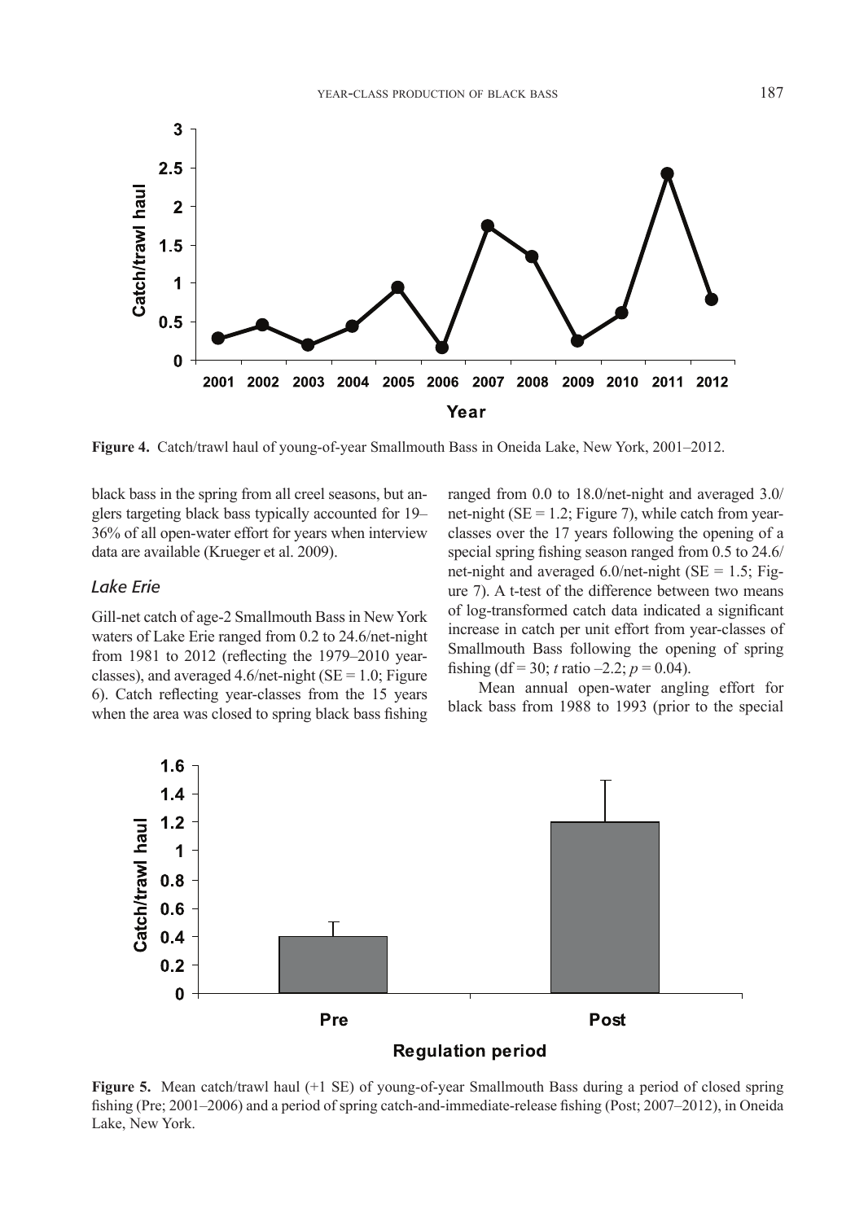Figure 4. Catch/trawl haul of young-of-year Smallmouth Bass in Oneida Lake, New York, 2001–2012.

black bass in the spring from all creel seasons, but anglers targeting black bass typically accounted for 19–36% of all open-water effort for years when interview data are available (Krueger et al. 2009).

### *Lake Erie*

Gill-net catch of age-2 Smallmouth Bass in New York waters of Lake Erie ranged from 0.2 to 24.6/net-night from 1981 to 2012 (reflecting the 1979–2010 year-classes), and averaged 4.6/net-night (SE = 1.0; Figure 6). Catch reflecting year-classes from the 15 years when the area was closed to spring black bass fishing ranged from 0.0 to 18.0/net-night and averaged 3.0/net-night (SE = 1.2; Figure 7), while catch from year-classes over the 17 years following the opening of a special spring fishing season ranged from 0.5 to 24.6/net-night and averaged 6.0/net-night (SE = 1.5; Figure 7). A t-test of the difference between two means of log-transformed catch data indicated a significant increase in catch per unit effort from year-classes of Smallmouth Bass following the opening of spring fishing (df = 30; *t* ratio –2.2; $p = 0.04$).

Mean annual open-water angling effort for black bass from 1988 to 1993 (prior to the special

Figure 5. Mean catch/trawl haul (+1 SE) of young-of-year Smallmouth Bass during a period of closed spring fishing (Pre; 2001–2006) and a period of spring catch-and-immediate-release fishing (Post; 2007–2012), in Oneida Lake, New York.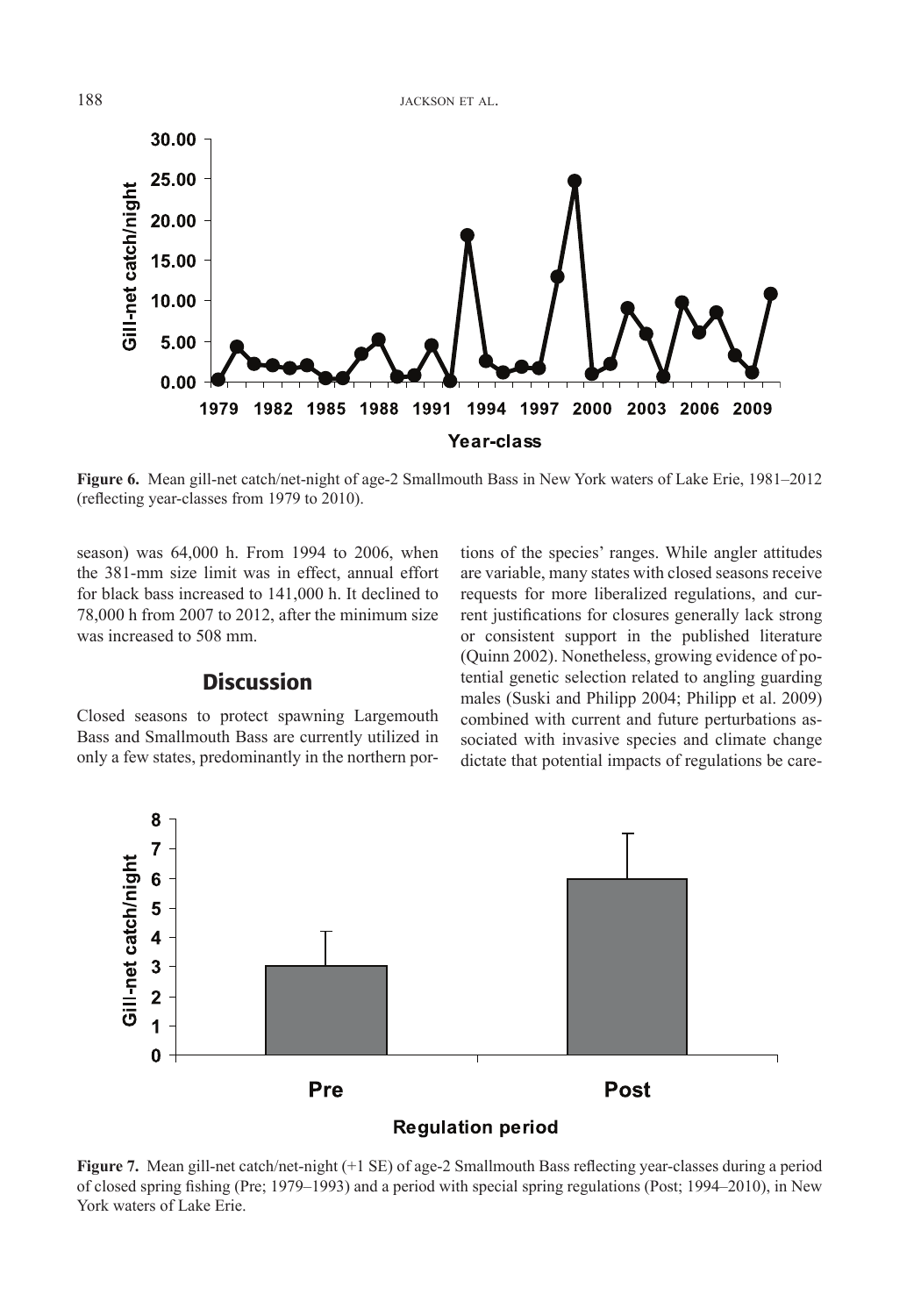**Figure 6.** Mean gill-net catch/net-night of age-2 Smallmouth Bass in New York waters of Lake Erie, 1981–2012 (reflecting year-classes from 1979 to 2010).

season) was 64,000 h. From 1994 to 2006, when the 381-mm size limit was in effect, annual effort for black bass increased to 141,000 h. It declined to 78,000 h from 2007 to 2012, after the minimum size was increased to 508 mm.

## Discussion

Closed seasons to protect spawning Largemouth Bass and Smallmouth Bass are currently utilized in only a few states, predominantly in the northern portions of the species' ranges. While angler attitudes are variable, many states with closed seasons receive requests for more liberalized regulations, and current justifications for closures generally lack strong or consistent support in the published literature (Quinn 2002). Nonetheless, growing evidence of potential genetic selection related to angling guarding males (Suski and Philipp 2004; Philipp et al. 2009) combined with current and future perturbations associated with invasive species and climate change dictate that potential impacts of regulations be care-

**Figure 7.** Mean gill-net catch/net-night (+1 SE) of age-2 Smallmouth Bass reflecting year-classes during a period of closed spring fishing (Pre; 1979–1993) and a period with special spring regulations (Post; 1994–2010), in New York waters of Lake Erie.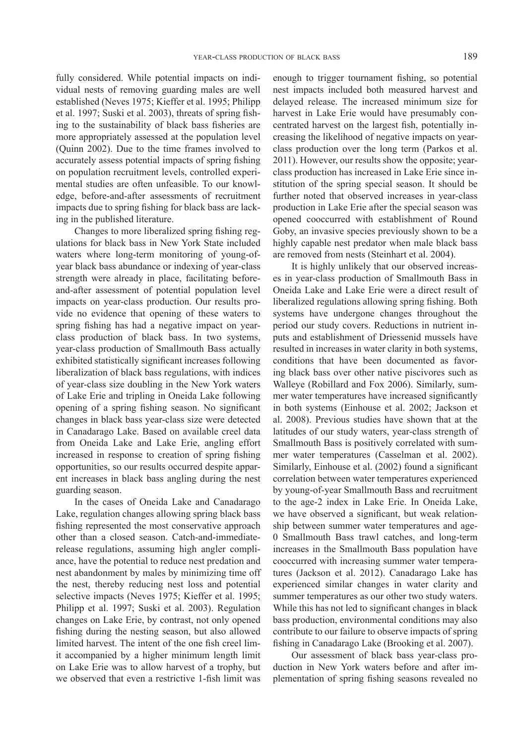fully considered. While potential impacts on individual nests of removing guarding males are well established (Neves 1975; Kieffer et al. 1995; Philipp et al. 1997; Suski et al. 2003), threats of spring fishing to the sustainability of black bass fisheries are more appropriately assessed at the population level (Quinn 2002). Due to the time frames involved to accurately assess potential impacts of spring fishing on population recruitment levels, controlled experimental studies are often unfeasible. To our knowledge, before-and-after assessments of recruitment impacts due to spring fishing for black bass are lacking in the published literature.

Changes to more liberalized spring fishing regulations for black bass in New York State included waters where long-term monitoring of young-of-year black bass abundance or indexing of year-class strength were already in place, facilitating before-and-after assessment of potential population level impacts on year-class production. Our results provide no evidence that opening of these waters to spring fishing has had a negative impact on year-class production of black bass. In two systems, year-class production of Smallmouth Bass actually exhibited statistically significant increases following liberalization of black bass regulations, with indices of year-class size doubling in the New York waters of Lake Erie and tripling in Oneida Lake following opening of a spring fishing season. No significant changes in black bass year-class size were detected in Canadarago Lake. Based on available creel data from Oneida Lake and Lake Erie, angling effort increased in response to creation of spring fishing opportunities, so our results occurred despite apparent increases in black bass angling during the nest guarding season.

In the cases of Oneida Lake and Canadarago Lake, regulation changes allowing spring black bass fishing represented the most conservative approach other than a closed season. Catch-and-immediate-release regulations, assuming high angler compliance, have the potential to reduce nest predation and nest abandonment by males by minimizing time off the nest, thereby reducing nest loss and potential selective impacts (Neves 1975; Kieffer et al. 1995; Philipp et al. 1997; Suski et al. 2003). Regulation changes on Lake Erie, by contrast, not only opened fishing during the nesting season, but also allowed limited harvest. The intent of the one fish creel limit accompanied by a higher minimum length limit on Lake Erie was to allow harvest of a trophy, but we observed that even a restrictive 1-fish limit was enough to trigger tournament fishing, so potential nest impacts included both measured harvest and delayed release. The increased minimum size for harvest in Lake Erie would have presumably concentrated harvest on the largest fish, potentially increasing the likelihood of negative impacts on year-class production over the long term (Parkos et al. 2011). However, our results show the opposite; year-class production has increased in Lake Erie since institution of the spring special season. It should be further noted that observed increases in year-class production in Lake Erie after the special season was opened cooccurred with establishment of Round Goby, an invasive species previously shown to be a highly capable nest predator when male black bass are removed from nests (Steinhart et al. 2004).

It is highly unlikely that our observed increases in year-class production of Smallmouth Bass in Oneida Lake and Lake Erie were a direct result of liberalized regulations allowing spring fishing. Both systems have undergone changes throughout the period our study covers. Reductions in nutrient inputs and establishment of Driessenid mussels have resulted in increases in water clarity in both systems, conditions that have been documented as favoring black bass over other native piscivores such as Walleye (Robillard and Fox 2006). Similarly, summer water temperatures have increased significantly in both systems (Einhouse et al. 2002; Jackson et al. 2008). Previous studies have shown that at the latitudes of our study waters, year-class strength of Smallmouth Bass is positively correlated with summer water temperatures (Casselman et al. 2002). Similarly, Einhouse et al. (2002) found a significant correlation between water temperatures experienced by young-of-year Smallmouth Bass and recruitment to the age-2 index in Lake Erie. In Oneida Lake, we have observed a significant, but weak relationship between summer water temperatures and age-0 Smallmouth Bass trawl catches, and long-term increases in the Smallmouth Bass population have cooccurred with increasing summer water temperatures (Jackson et al. 2012). Canadarago Lake has experienced similar changes in water clarity and summer temperatures as our other two study waters. While this has not led to significant changes in black bass production, environmental conditions may also contribute to our failure to observe impacts of spring fishing in Canadarago Lake (Brooking et al. 2007).

Our assessment of black bass year-class production in New York waters before and after implementation of spring fishing seasons revealed no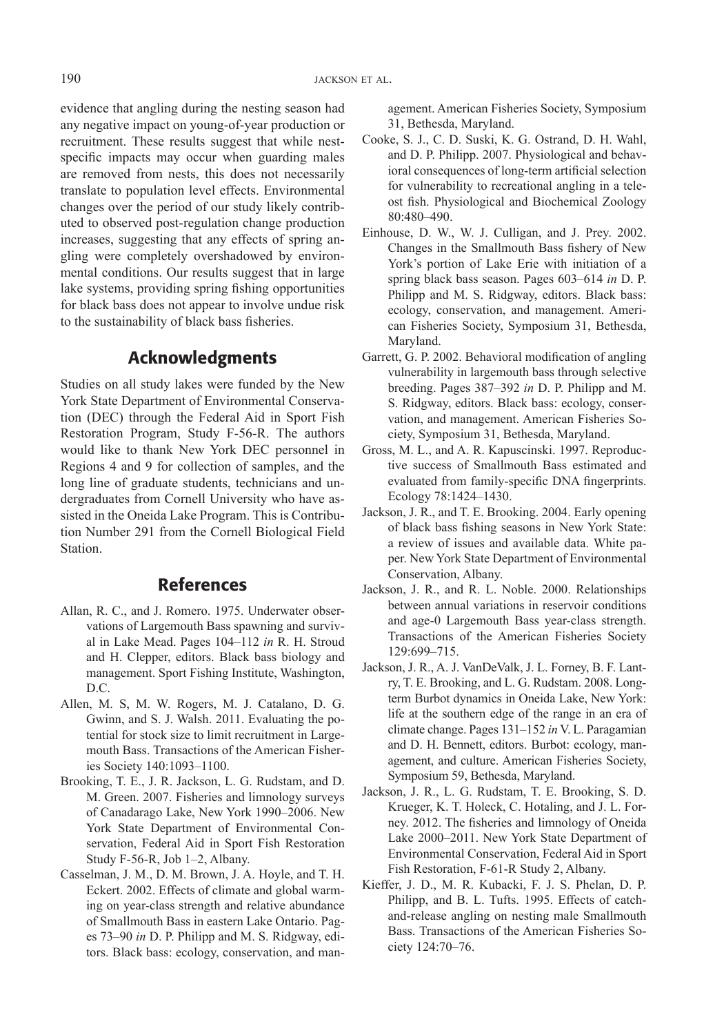evidence that angling during the nesting season had any negative impact on young-of-year production or recruitment. These results suggest that while nest-specific impacts may occur when guarding males are removed from nests, this does not necessarily translate to population level effects. Environmental changes over the period of our study likely contributed to observed post-regulation change production increases, suggesting that any effects of spring angling were completely overshadowed by environmental conditions. Our results suggest that in large lake systems, providing spring fishing opportunities for black bass does not appear to involve undue risk to the sustainability of black bass fisheries.

## Acknowledgments

Studies on all study lakes were funded by the New York State Department of Environmental Conservation (DEC) through the Federal Aid in Sport Fish Restoration Program, Study F-56-R. The authors would like to thank New York DEC personnel in Regions 4 and 9 for collection of samples, and the long line of graduate students, technicians and undergraduates from Cornell University who have assisted in the Oneida Lake Program. This is Contribution Number 291 from the Cornell Biological Field Station.

## References

Allan, R. C., and J. Romero. 1975. Underwater observations of Largemouth Bass spawning and survival in Lake Mead. Pages 104–112 *in* R. H. Stroud and H. Clepper, editors. Black bass biology and management. Sport Fishing Institute, Washington, D.C.

Allen, M. S, M. W. Rogers, M. J. Catalano, D. G. Gwinn, and S. J. Walsh. 2011. Evaluating the potential for stock size to limit recruitment in Largemouth Bass. Transactions of the American Fisheries Society 140:1093–1100.

Brooking, T. E., J. R. Jackson, L. G. Rudstam, and D. M. Green. 2007. Fisheries and limnology surveys of Canadarago Lake, New York 1990–2006. New York State Department of Environmental Conservation, Federal Aid in Sport Fish Restoration Study F-56-R, Job 1–2, Albany.

Casselman, J. M., D. M. Brown, J. A. Hoyle, and T. H. Eckert. 2002. Effects of climate and global warming on year-class strength and relative abundance of Smallmouth Bass in eastern Lake Ontario. Pages 73–90 *in* D. P. Philipp and M. S. Ridgway, editors. Black bass: ecology, conservation, and management. American Fisheries Society, Symposium 31, Bethesda, Maryland.

Cooke, S. J., C. D. Suski, K. G. Ostrand, D. H. Wahl, and D. P. Philipp. 2007. Physiological and behavioral consequences of long-term artificial selection for vulnerability to recreational angling in a teleost fish. Physiological and Biochemical Zoology 80:480–490.

Einhouse, D. W., W. J. Culligan, and J. Prey. 2002. Changes in the Smallmouth Bass fishery of New York's portion of Lake Erie with initiation of a spring black bass season. Pages 603–614 *in* D. P. Philipp and M. S. Ridgway, editors. Black bass: ecology, conservation, and management. American Fisheries Society, Symposium 31, Bethesda, Maryland.

Garrett, G. P. 2002. Behavioral modification of angling vulnerability in largemouth bass through selective breeding. Pages 387–392 *in* D. P. Philipp and M. S. Ridgway, editors. Black bass: ecology, conservation, and management. American Fisheries Society, Symposium 31, Bethesda, Maryland.

Gross, M. L., and A. R. Kapuscinski. 1997. Reproductive success of Smallmouth Bass estimated and evaluated from family-specific DNA fingerprints. Ecology 78:1424–1430.

Jackson, J. R., and T. E. Brooking. 2004. Early opening of black bass fishing seasons in New York State: a review of issues and available data. White paper. New York State Department of Environmental Conservation, Albany.

Jackson, J. R., and R. L. Noble. 2000. Relationships between annual variations in reservoir conditions and age-0 Largemouth Bass year-class strength. Transactions of the American Fisheries Society 129:699–715.

Jackson, J. R., A. J. VanDeValk, J. L. Forney, B. F. Lantry, T. E. Brooking, and L. G. Rudstam. 2008. Long-term Burbot dynamics in Oneida Lake, New York: life at the southern edge of the range in an era of climate change. Pages 131–152 *in* V. L. Paragamian and D. H. Bennett, editors. Burbot: ecology, management, and culture. American Fisheries Society, Symposium 59, Bethesda, Maryland.

Jackson, J. R., L. G. Rudstam, T. E. Brooking, S. D. Krueger, K. T. Holeck, C. Hotaling, and J. L. Forney. 2012. The fisheries and limnology of Oneida Lake 2000–2011. New York State Department of Environmental Conservation, Federal Aid in Sport Fish Restoration, F-61-R Study 2, Albany.

Kieffer, J. D., M. R. Kubacki, F. J. S. Phelan, D. P. Philipp, and B. L. Tufts. 1995. Effects of catch-and-release angling on nesting male Smallmouth Bass. Transactions of the American Fisheries Society 124:70–76.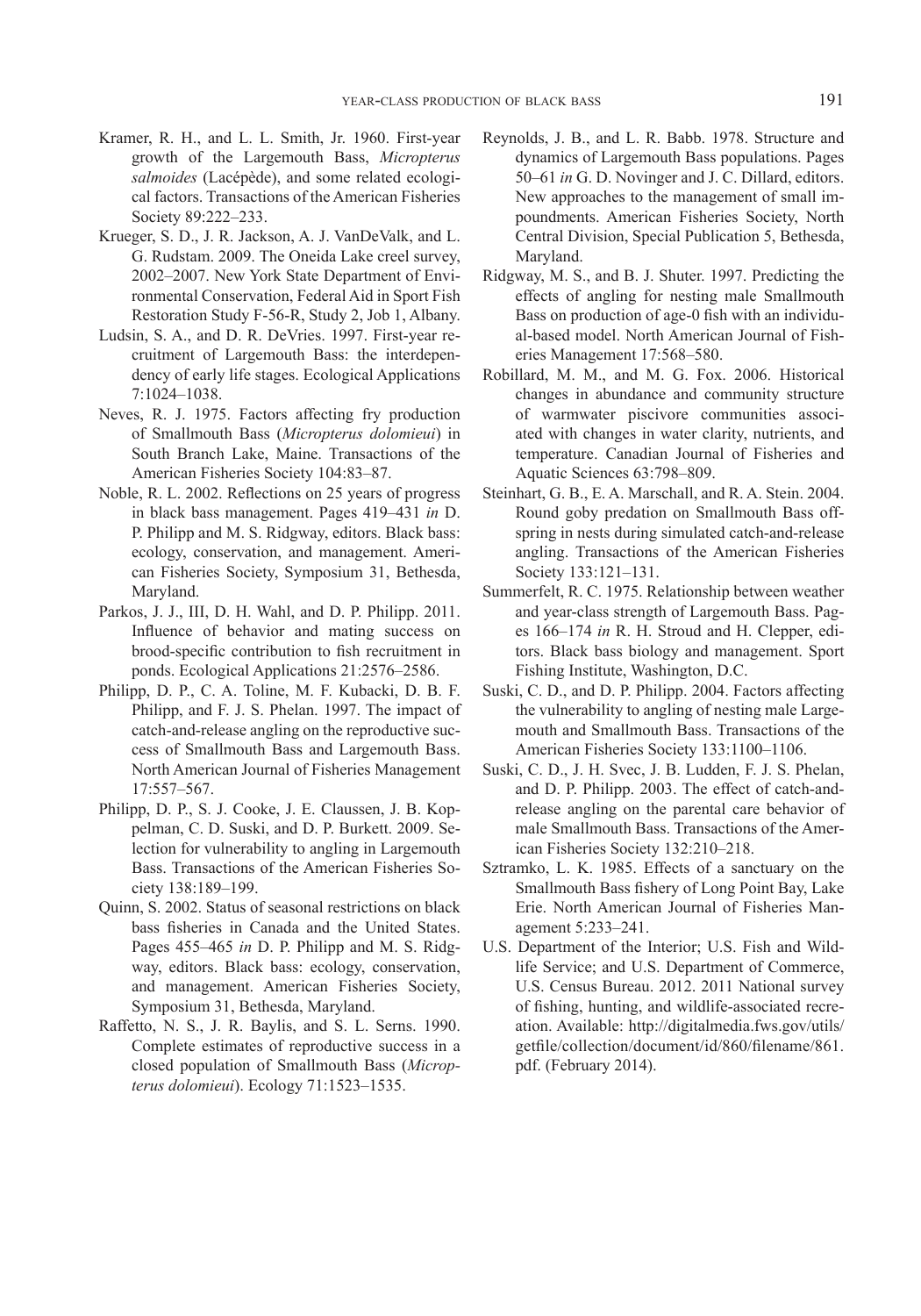Kramer, R. H., and L. L. Smith, Jr. 1960. First-year growth of the Largemouth Bass, *Micropterus salmoides* (Lacépède), and some related ecological factors. Transactions of the American Fisheries Society 89:222–233.

Krueger, S. D., J. R. Jackson, A. J. VanDeValk, and L. G. Rudstam. 2009. The Oneida Lake creel survey, 2002–2007. New York State Department of Environmental Conservation, Federal Aid in Sport Fish Restoration Study F-56-R, Study 2, Job 1, Albany.

Ludsin, S. A., and D. R. DeVries. 1997. First-year recruitment of Largemouth Bass: the interdependency of early life stages. Ecological Applications 7:1024–1038.

Neves, R. J. 1975. Factors affecting fry production of Smallmouth Bass (*Micropterus dolomieui*) in South Branch Lake, Maine. Transactions of the American Fisheries Society 104:83–87.

Noble, R. L. 2002. Reflections on 25 years of progress in black bass management. Pages 419–431 *in* D. P. Philipp and M. S. Ridgway, editors. Black bass: ecology, conservation, and management. American Fisheries Society, Symposium 31, Bethesda, Maryland.

Parkos, J. J., III, D. H. Wahl, and D. P. Philipp. 2011. Influence of behavior and mating success on brood-specific contribution to fish recruitment in ponds. Ecological Applications 21:2576–2586.

Philipp, D. P., C. A. Toline, M. F. Kubacki, D. B. F. Philipp, and F. J. S. Phelan. 1997. The impact of catch-and-release angling on the reproductive success of Smallmouth Bass and Largemouth Bass. North American Journal of Fisheries Management 17:557–567.

Philipp, D. P., S. J. Cooke, J. E. Claussen, J. B. Koppelman, C. D. Suski, and D. P. Burkett. 2009. Selection for vulnerability to angling in Largemouth Bass. Transactions of the American Fisheries Society 138:189–199.

Quinn, S. 2002. Status of seasonal restrictions on black bass fisheries in Canada and the United States. Pages 455–465 *in* D. P. Philipp and M. S. Ridgway, editors. Black bass: ecology, conservation, and management. American Fisheries Society, Symposium 31, Bethesda, Maryland.

Raffetto, N. S., J. R. Baylis, and S. L. Serns. 1990. Complete estimates of reproductive success in a closed population of Smallmouth Bass (*Micropterus dolomieui*). Ecology 71:1523–1535.

Reynolds, J. B., and L. R. Babb. 1978. Structure and dynamics of Largemouth Bass populations. Pages 50–61 *in* G. D. Novinger and J. C. Dillard, editors. New approaches to the management of small impoundments. American Fisheries Society, North Central Division, Special Publication 5, Bethesda, Maryland.

Ridgway, M. S., and B. J. Shuter. 1997. Predicting the effects of angling for nesting male Smallmouth Bass on production of age-0 fish with an individual-based model. North American Journal of Fisheries Management 17:568–580.

Robillard, M. M., and M. G. Fox. 2006. Historical changes in abundance and community structure of warmwater piscivore communities associated with changes in water clarity, nutrients, and temperature. Canadian Journal of Fisheries and Aquatic Sciences 63:798–809.

Steinhart, G. B., E. A. Marschall, and R. A. Stein. 2004. Round goby predation on Smallmouth Bass offspring in nests during simulated catch-and-release angling. Transactions of the American Fisheries Society 133:121–131.

Summerfelt, R. C. 1975. Relationship between weather and year-class strength of Largemouth Bass. Pages 166–174 *in* R. H. Stroud and H. Clepper, editors. Black bass biology and management. Sport Fishing Institute, Washington, D.C.

Suski, C. D., and D. P. Philipp. 2004. Factors affecting the vulnerability to angling of nesting male Largemouth and Smallmouth Bass. Transactions of the American Fisheries Society 133:1100–1106.

Suski, C. D., J. H. Svec, J. B. Ludden, F. J. S. Phelan, and D. P. Philipp. 2003. The effect of catch-and-release angling on the parental care behavior of male Smallmouth Bass. Transactions of the American Fisheries Society 132:210–218.

Sztramko, L. K. 1985. Effects of a sanctuary on the Smallmouth Bass fishery of Long Point Bay, Lake Erie. North American Journal of Fisheries Management 5:233–241.

U.S. Department of the Interior; U.S. Fish and Wildlife Service; and U.S. Department of Commerce, U.S. Census Bureau. 2012. 2011 National survey of fishing, hunting, and wildlife-associated recreation. Available: http://digitalmedia.fws.gov/utils/getfile/collection/document/id/860/filename/861.pdf. (February 2014).